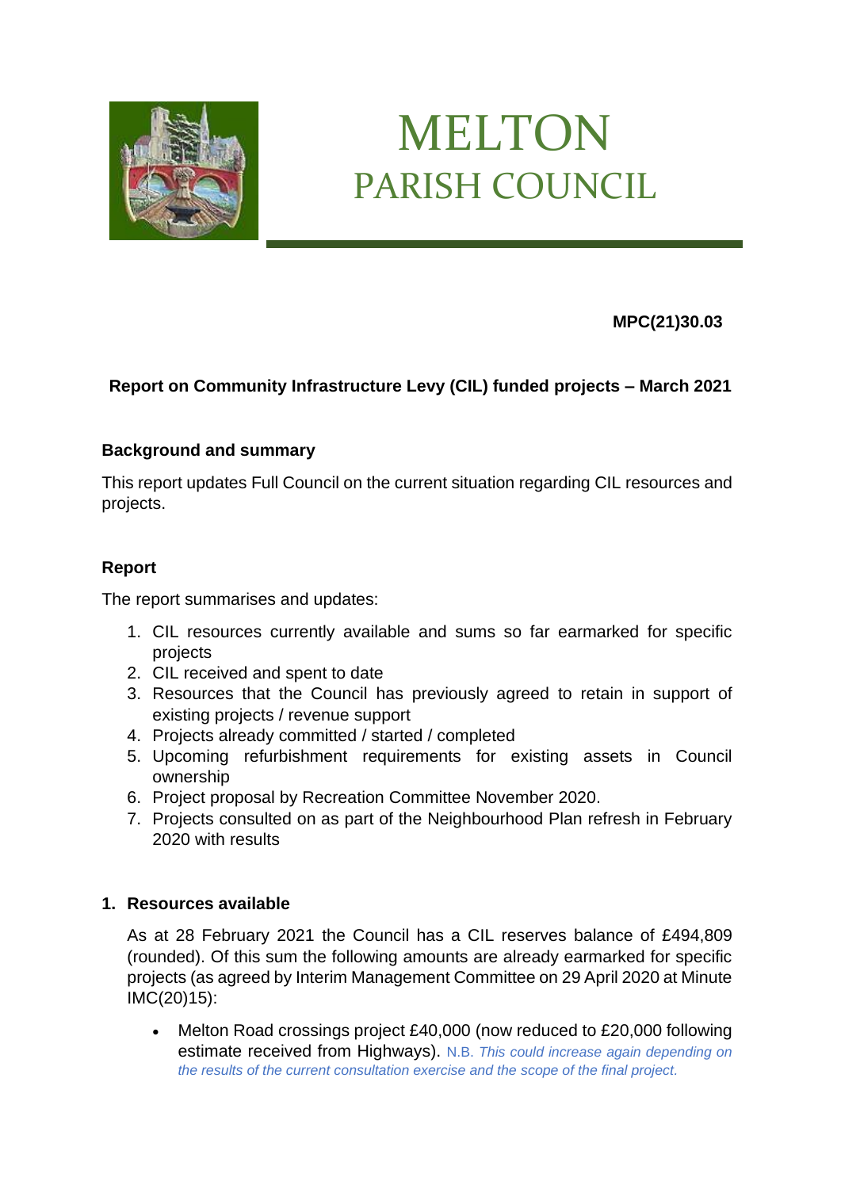# MELTON
## PARISH COUNCIL

**MPC(21)30.03**

**Report on Community Infrastructure Levy (CIL) funded projects – March 2021**

### Background and summary

This report updates Full Council on the current situation regarding CIL resources and projects.

### Report

The report summarises and updates:

1. CIL resources currently available and sums so far earmarked for specific projects
2. CIL received and spent to date
3. Resources that the Council has previously agreed to retain in support of existing projects / revenue support
4. Projects already committed / started / completed
5. Upcoming refurbishment requirements for existing assets in Council ownership
6. Project proposal by Recreation Committee November 2020.
7. Projects consulted on as part of the Neighbourhood Plan refresh in February 2020 with results

### 1. Resources available

As at 28 February 2021 the Council has a CIL reserves balance of £494,809 (rounded). Of this sum the following amounts are already earmarked for specific projects (as agreed by Interim Management Committee on 29 April 2020 at Minute IMC(20)15):

- Melton Road crossings project £40,000 (now reduced to £20,000 following estimate received from Highways). N.B. *This could increase again depending on the results of the current consultation exercise and the scope of the final project.*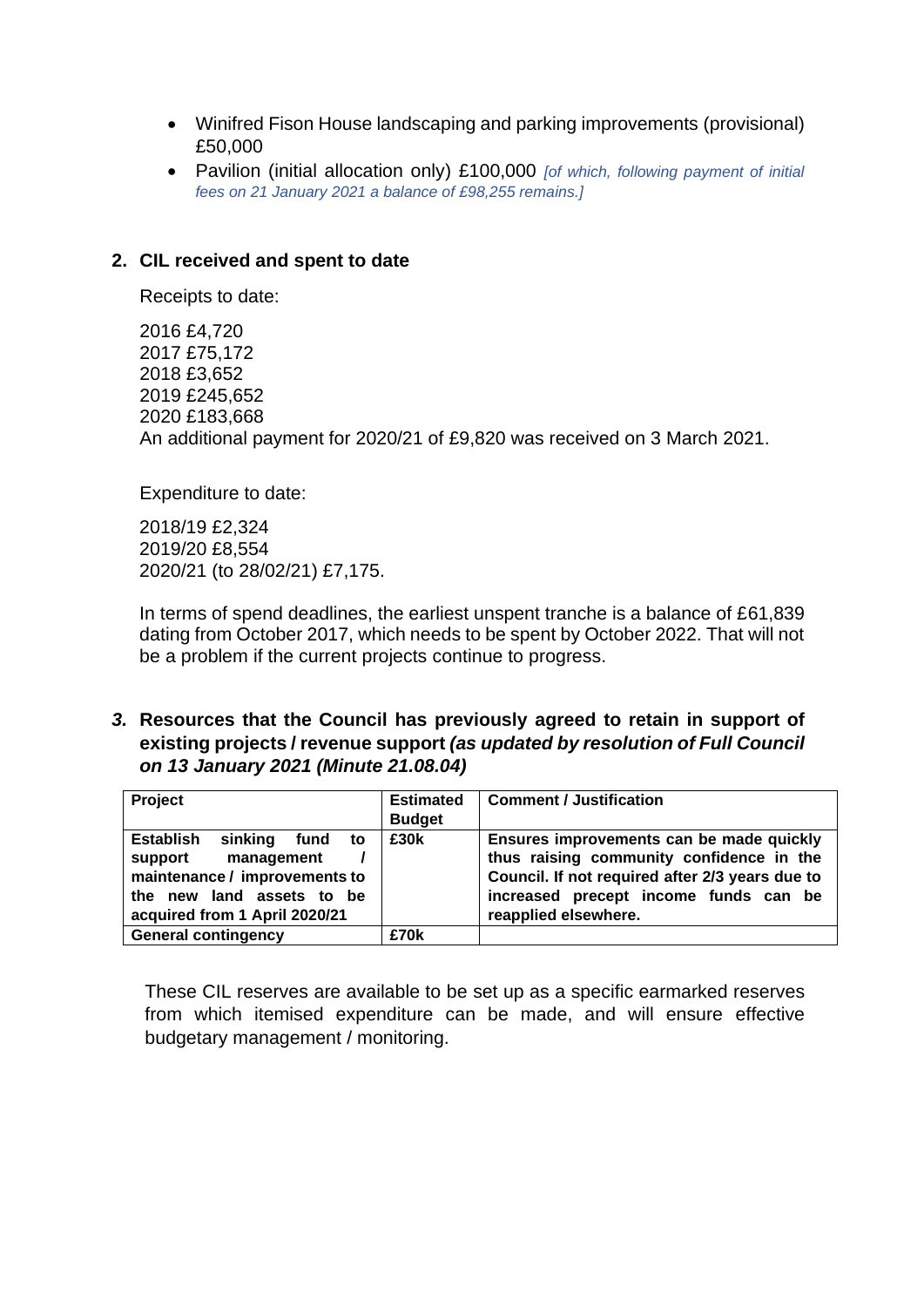- Winifred Fison House landscaping and parking improvements (provisional) £50,000
- Pavilion (initial allocation only) £100,000 *[of which, following payment of initial fees on 21 January 2021 a balance of £98,255 remains.]*

## 2. CIL received and spent to date

Receipts to date:

2016 £4,720
2017 £75,172
2018 £3,652
2019 £245,652
2020 £183,668
An additional payment for 2020/21 of £9,820 was received on 3 March 2021.

Expenditure to date:

2018/19 £2,324
2019/20 £8,554
2020/21 (to 28/02/21) £7,175.

In terms of spend deadlines, the earliest unspent tranche is a balance of £61,839 dating from October 2017, which needs to be spent by October 2022. That will not be a problem if the current projects continue to progress.

## *3.* Resources that the Council has previously agreed to retain in support of existing projects / revenue support *(as updated by resolution of Full Council on 13 January 2021 (Minute 21.08.04)*

| **Project** | **Estimated Budget** | **Comment / Justification** |
|---|---|---|
| **Establish sinking fund to support management / maintenance / improvements to the new land assets to be acquired from 1 April 2020/21** | **£30k** | **Ensures improvements can be made quickly thus raising community confidence in the Council. If not required after 2/3 years due to increased precept income funds can be reapplied elsewhere.** |
| **General contingency** | **£70k** | |

These CIL reserves are available to be set up as a specific earmarked reserves from which itemised expenditure can be made, and will ensure effective budgetary management / monitoring.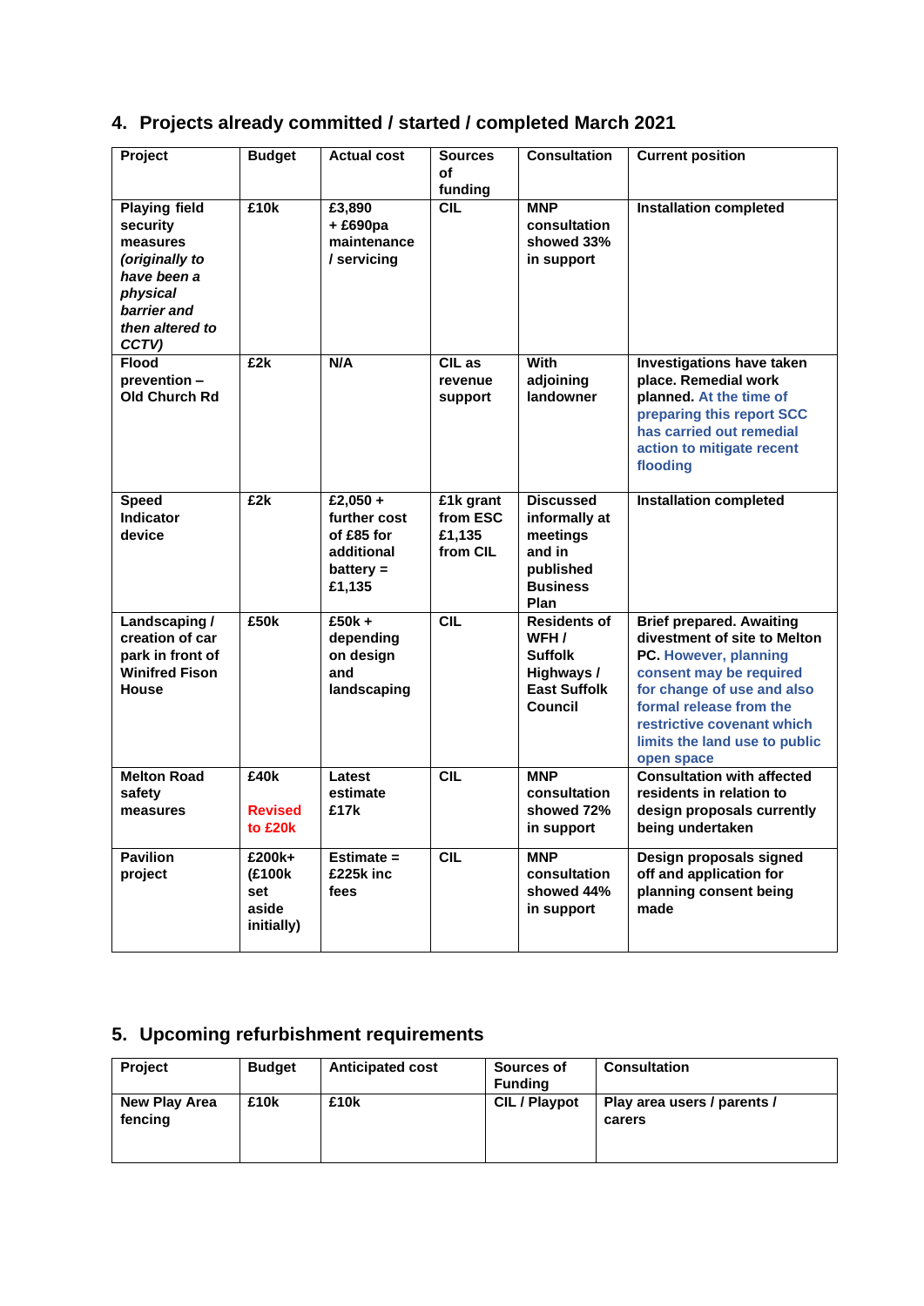## 4. Projects already committed / started / completed March 2021

| Project | Budget | Actual cost | Sources of funding | Consultation | Current position |
|---|---|---|---|---|---|
| **Playing field security measures** ***(originally to have been a physical barrier and then altered to CCTV)*** | **£10k** | **£3,890 + £690pa maintenance / servicing** | **CIL** | **MNP consultation showed 33% in support** | **Installation completed** |
| **Flood prevention – Old Church Rd** | **£2k** | **N/A** | **CIL as revenue support** | **With adjoining landowner** | **Investigations have taken place. Remedial work planned. At the time of preparing this report SCC has carried out remedial action to mitigate recent flooding** |
| **Speed Indicator device** | **£2k** | **£2,050 + further cost of £85 for additional battery = £1,135** | **£1k grant from ESC £1,135 from CIL** | **Discussed informally at meetings and in published Business Plan** | **Installation completed** |
| **Landscaping / creation of car park in front of Winifred Fison House** | **£50k** | **£50k + depending on design and landscaping** | **CIL** | **Residents of WFH / Suffolk Highways / East Suffolk Council** | **Brief prepared. Awaiting divestment of site to Melton PC. However, planning consent may be required for change of use and also formal release from the restrictive covenant which limits the land use to public open space** |
| **Melton Road safety measures** | **£40k** **Revised to £20k** | **Latest estimate £17k** | **CIL** | **MNP consultation showed 72% in support** | **Consultation with affected residents in relation to design proposals currently being undertaken** |
| **Pavilion project** | **£200k+ (£100k set aside initially)** | **Estimate = £225k inc fees** | **CIL** | **MNP consultation showed 44% in support** | **Design proposals signed off and application for planning consent being made** |

## 5. Upcoming refurbishment requirements

| Project | Budget | Anticipated cost | Sources of Funding | Consultation |
|---|---|---|---|---|
| **New Play Area fencing** | **£10k** | **£10k** | **CIL / Playpot** | **Play area users / parents / carers** |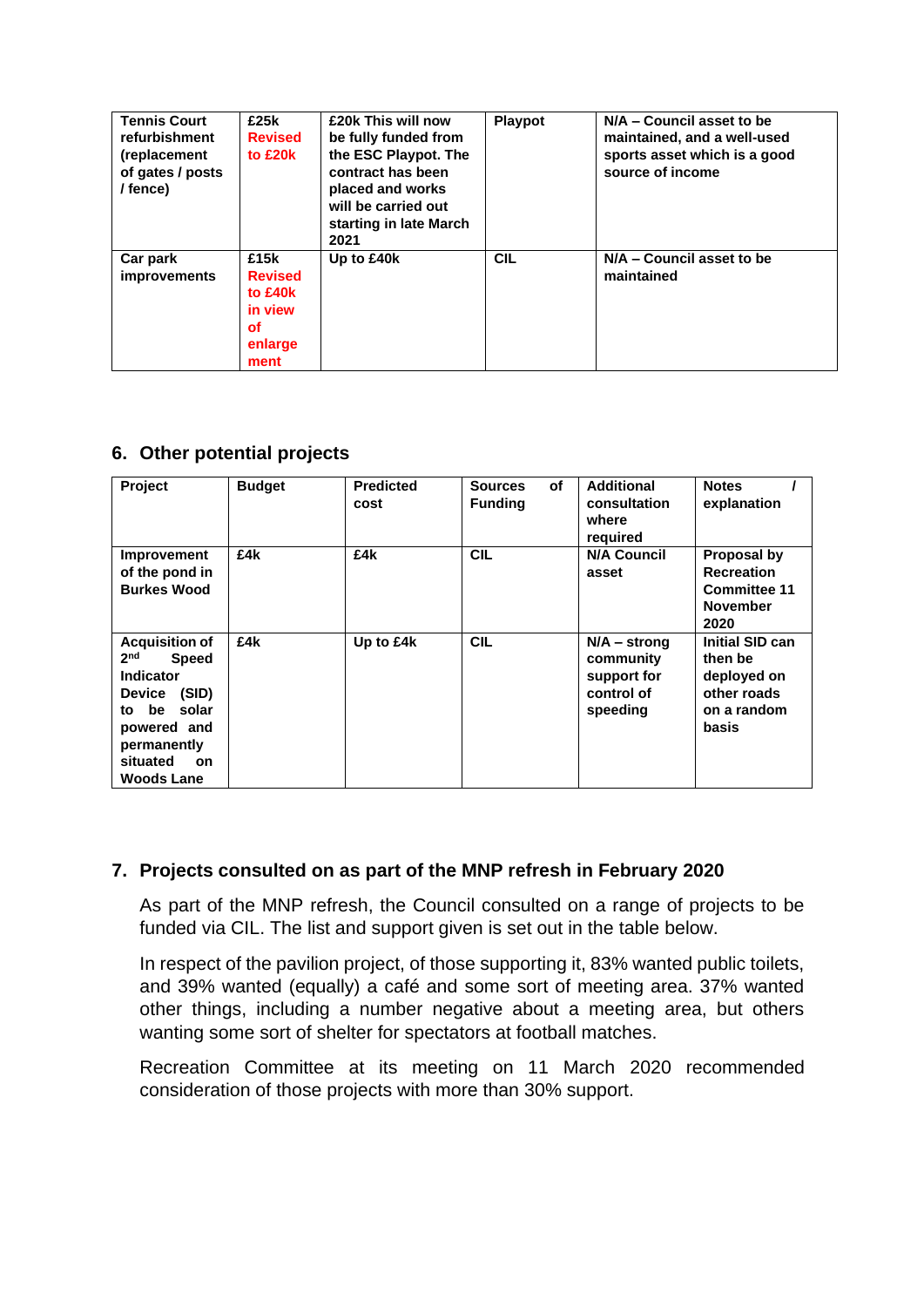| | | | | |
|---|---|---|---|---|
| **Tennis Court refurbishment (replacement of gates / posts / fence)** | **£25k Revised to £20k** | **£20k This will now be fully funded from the ESC Playpot. The contract has been placed and works will be carried out starting in late March 2021** | **Playpot** | **N/A – Council asset to be maintained, and a well-used sports asset which is a good source of income** |
| **Car park improvements** | **£15k Revised to £40k in view of enlargement** | **Up to £40k** | **CIL** | **N/A – Council asset to be maintained** |

## 6. Other potential projects

| **Project** | **Budget** | **Predicted cost** | **Sources of Funding** | **Additional consultation where required** | **Notes / explanation** |
|---|---|---|---|---|---|
| **Improvement of the pond in Burkes Wood** | **£4k** | **£4k** | **CIL** | **N/A Council asset** | **Proposal by Recreation Committee 11 November 2020** |
| **Acquisition of 2nd Speed Indicator Device (SID) to be solar powered and permanently situated on Woods Lane** | **£4k** | **Up to £4k** | **CIL** | **N/A – strong community support for control of speeding** | **Initial SID can then be deployed on other roads on a random basis** |

## 7. Projects consulted on as part of the MNP refresh in February 2020

As part of the MNP refresh, the Council consulted on a range of projects to be funded via CIL. The list and support given is set out in the table below.

In respect of the pavilion project, of those supporting it, 83% wanted public toilets, and 39% wanted (equally) a café and some sort of meeting area. 37% wanted other things, including a number negative about a meeting area, but others wanting some sort of shelter for spectators at football matches.

Recreation Committee at its meeting on 11 March 2020 recommended consideration of those projects with more than 30% support.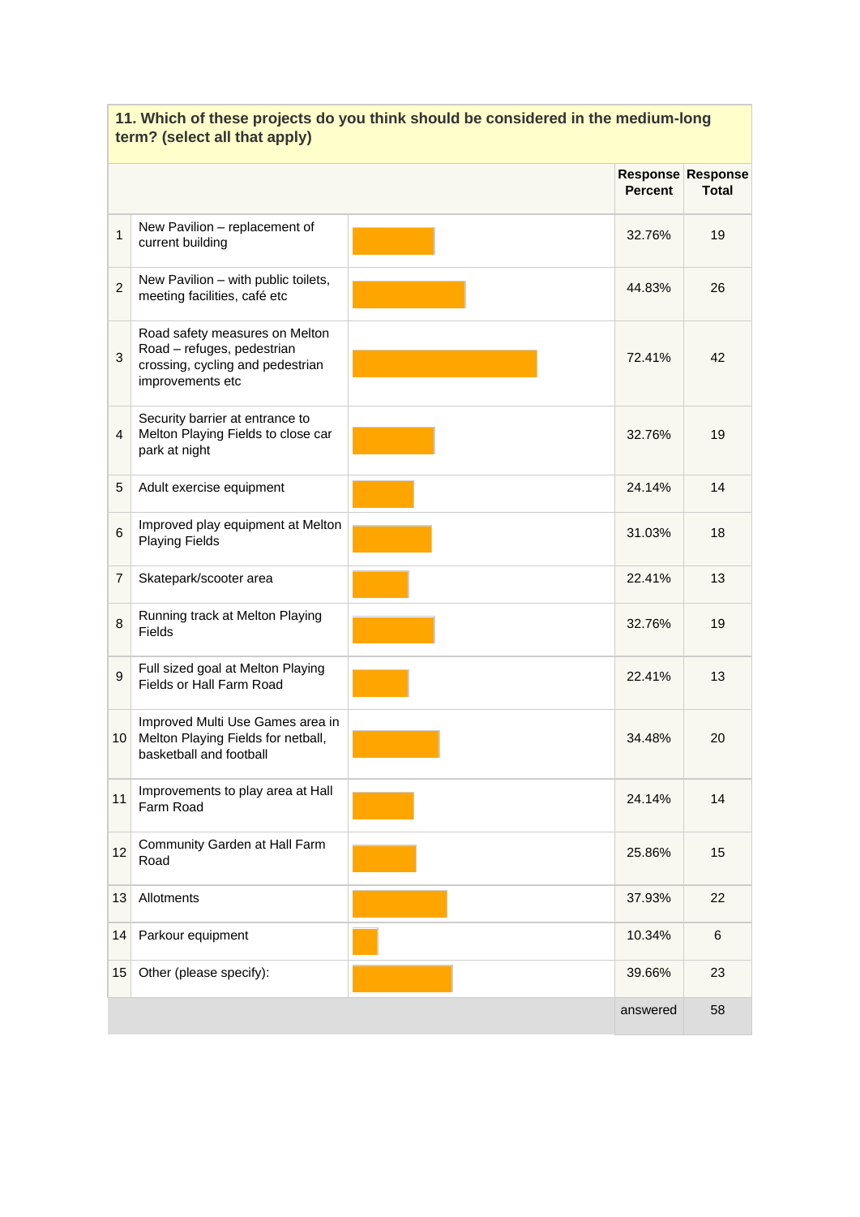**11. Which of these projects do you think should be considered in the medium-long term? (select all that apply)**

| | | Response Percent | Response Total |
|---|---|---|---|
| 1 | New Pavilion – replacement of current building | 32.76% | 19 |
| 2 | New Pavilion – with public toilets, meeting facilities, café etc | 44.83% | 26 |
| 3 | Road safety measures on Melton Road – refuges, pedestrian crossing, cycling and pedestrian improvements etc | 72.41% | 42 |
| 4 | Security barrier at entrance to Melton Playing Fields to close car park at night | 32.76% | 19 |
| 5 | Adult exercise equipment | 24.14% | 14 |
| 6 | Improved play equipment at Melton Playing Fields | 31.03% | 18 |
| 7 | Skatepark/scooter area | 22.41% | 13 |
| 8 | Running track at Melton Playing Fields | 32.76% | 19 |
| 9 | Full sized goal at Melton Playing Fields or Hall Farm Road | 22.41% | 13 |
| 10 | Improved Multi Use Games area in Melton Playing Fields for netball, basketball and football | 34.48% | 20 |
| 11 | Improvements to play area at Hall Farm Road | 24.14% | 14 |
| 12 | Community Garden at Hall Farm Road | 25.86% | 15 |
| 13 | Allotments | 37.93% | 22 |
| 14 | Parkour equipment | 10.34% | 6 |
| 15 | Other (please specify): | 39.66% | 23 |
| | | answered | 58 |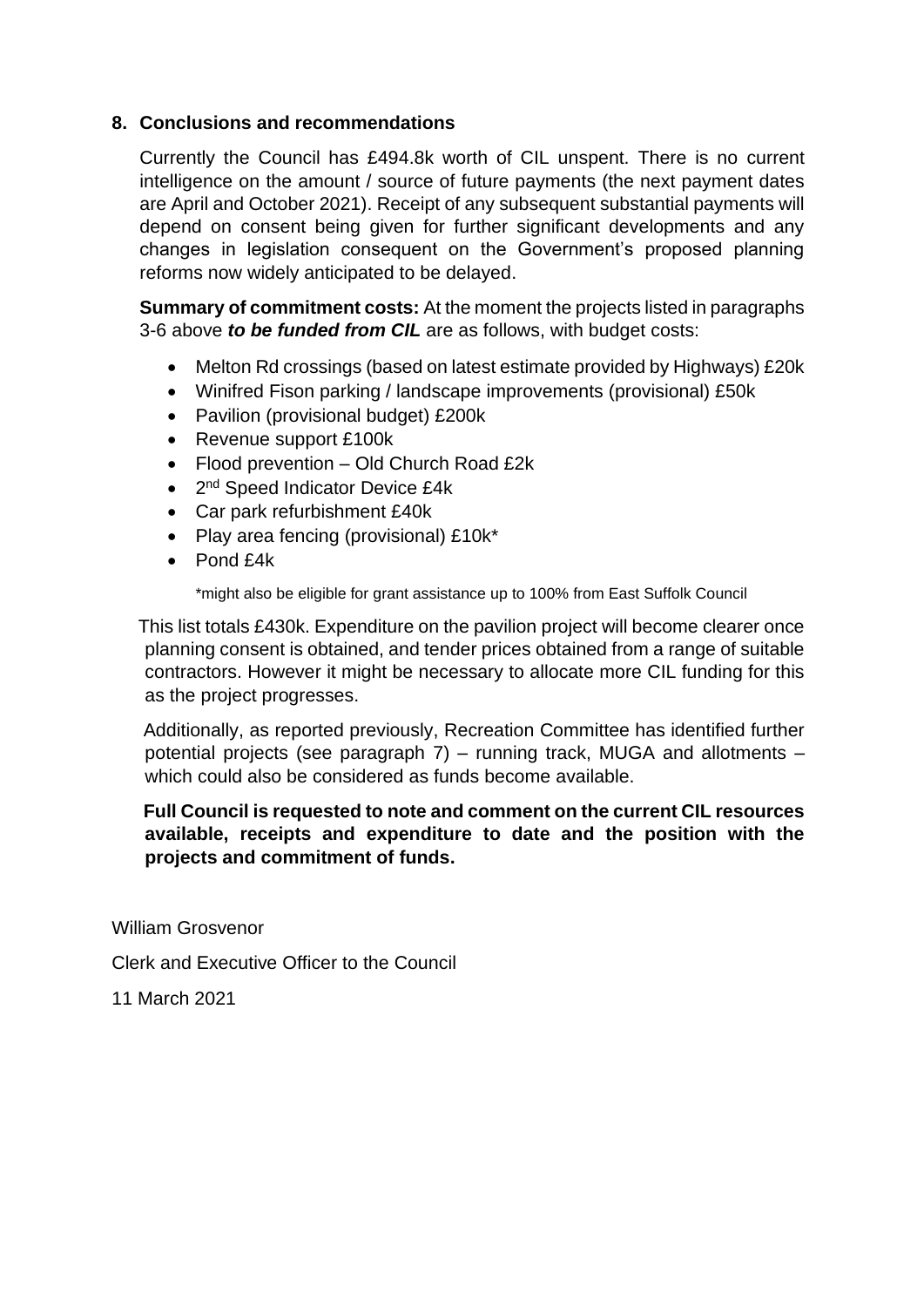## 8. Conclusions and recommendations

Currently the Council has £494.8k worth of CIL unspent. There is no current intelligence on the amount / source of future payments (the next payment dates are April and October 2021). Receipt of any subsequent substantial payments will depend on consent being given for further significant developments and any changes in legislation consequent on the Government's proposed planning reforms now widely anticipated to be delayed.

**Summary of commitment costs:** At the moment the projects listed in paragraphs 3-6 above ***to be funded from CIL*** are as follows, with budget costs:

- Melton Rd crossings (based on latest estimate provided by Highways) £20k
- Winifred Fison parking / landscape improvements (provisional) £50k
- Pavilion (provisional budget) £200k
- Revenue support £100k
- Flood prevention – Old Church Road £2k
- 2nd Speed Indicator Device £4k
- Car park refurbishment £40k
- Play area fencing (provisional) £10k*
- Pond £4k

*might also be eligible for grant assistance up to 100% from East Suffolk Council

This list totals £430k. Expenditure on the pavilion project will become clearer once planning consent is obtained, and tender prices obtained from a range of suitable contractors. However it might be necessary to allocate more CIL funding for this as the project progresses.

Additionally, as reported previously, Recreation Committee has identified further potential projects (see paragraph 7) – running track, MUGA and allotments – which could also be considered as funds become available.

**Full Council is requested to note and comment on the current CIL resources available, receipts and expenditure to date and the position with the projects and commitment of funds.**

William Grosvenor

Clerk and Executive Officer to the Council

11 March 2021